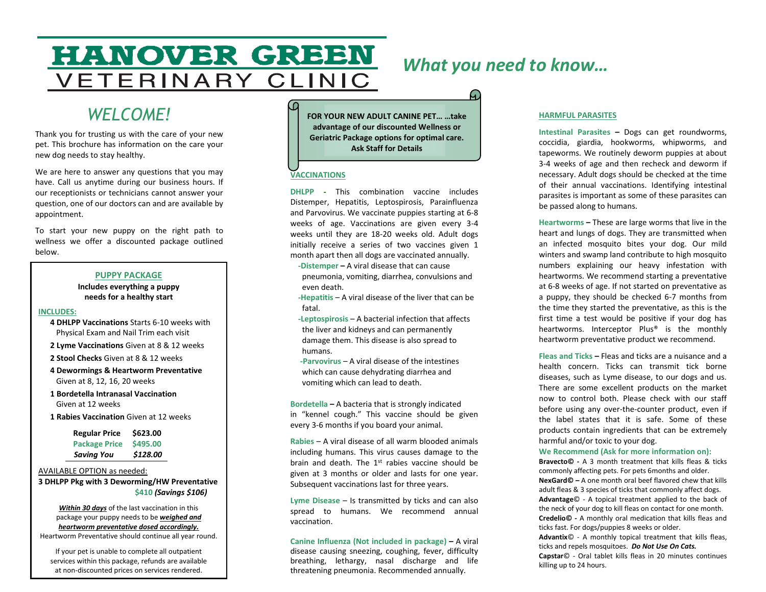# HANOVER GREEN VETERINARY CLINIC

## *What you need to know…*

## *WELCOME!*

Thank you for trusting us with the care of your new pet. This brochure has information on the care your new dog needs to stay healthy.

We are here to answer any questions that you may have. Call us anytime during our business hours. If our receptionists or technicians cannot answer your question, one of our doctors can and are available by appointment.

To start your new puppy on the right path to wellness we offer a discounted package outlined below.

### PUPPY PACKAGE

**Includes everything a puppy needs for a healthy start**

**INCLUDES:**

- **4 DHLPP Vaccinations** Starts 6-10 weeks with Physical Exam and Nail Trim each visit
- **2 Lyme Vaccinations** Given at 8 & 12 weeks
- **2 Stool Checks** Given at 8 & 12 weeks
- **4 Dewormings & Heartworm Preventative** Given at 8, 12, 16, 20 weeks
- **1 Bordetella Intranasal Vaccination** Given at 12 weeks
- **1 Rabies Vaccination** Given at 12 weeks

| | |
|---|---|
| **Regular Price** | **$623.00** |
| **Package Price** | **$495.00** |
| ***Saving You*** | ***$128.00*** |

AVAILABLE OPTION as needed:

**3 DHLPP Pkg with 3 Deworming/HW Preventative**
**$410** ***(Savings $106)***

***Within 30 days*** of the last vaccination in this package your puppy needs to be ***weighed and heartworm preventative dosed accordingly.*** Heartworm Preventative should continue all year round.

If your pet is unable to complete all outpatient services within this package, refunds are available at non-discounted prices on services rendered.

**FOR YOUR NEW ADULT CANINE PET… …take advantage of our discounted Wellness or Geriatric Package options for optimal care. Ask Staff for Details**

### VACCINATIONS

**DHLPP** - This combination vaccine includes Distemper, Hepatitis, Leptospirosis, Parainfluenza and Parvovirus. We vaccinate puppies starting at 6-8 weeks of age. Vaccinations are given every 3-4 weeks until they are 18-20 weeks old. Adult dogs initially receive a series of two vaccines given 1 month apart then all dogs are vaccinated annually.

- **-Distemper –** A viral disease that can cause pneumonia, vomiting, diarrhea, convulsions and even death.
- **-Hepatitis** – A viral disease of the liver that can be fatal.
- **-Leptospirosis** – A bacterial infection that affects the liver and kidneys and can permanently damage them. This disease is also spread to humans.
- **-Parvovirus** – A viral disease of the intestines which can cause dehydrating diarrhea and vomiting which can lead to death.

**Bordetella –** A bacteria that is strongly indicated in "kennel cough." This vaccine should be given every 3-6 months if you board your animal.

**Rabies** – A viral disease of all warm blooded animals including humans. This virus causes damage to the brain and death. The 1st rabies vaccine should be given at 3 months or older and lasts for one year. Subsequent vaccinations last for three years.

**Lyme Disease** – Is transmitted by ticks and can also spread to humans. We recommend annual vaccination.

**Canine Influenza (Not included in package) –** A viral disease causing sneezing, coughing, fever, difficulty breathing, lethargy, nasal discharge and life threatening pneumonia. Recommended annually.

### HARMFUL PARASITES

**Intestinal Parasites –** Dogs can get roundworms, coccidia, giardia, hookworms, whipworms, and tapeworms. We routinely deworm puppies at about 3-4 weeks of age and then recheck and deworm if necessary. Adult dogs should be checked at the time of their annual vaccinations. Identifying intestinal parasites is important as some of these parasites can be passed along to humans.

**Heartworms –** These are large worms that live in the heart and lungs of dogs. They are transmitted when an infected mosquito bites your dog. Our mild winters and swamp land contribute to high mosquito numbers explaining our heavy infestation with heartworms. We recommend starting a preventative at 6-8 weeks of age. If not started on preventative as a puppy, they should be checked 6-7 months from the time they started the preventative, as this is the first time a test would be positive if your dog has heartworms. Interceptor Plus® is the monthly heartworm preventative product we recommend.

**Fleas and Ticks –** Fleas and ticks are a nuisance and a health concern. Ticks can transmit tick borne diseases, such as Lyme disease, to our dogs and us. There are some excellent products on the market now to control both. Please check with our staff before using any over-the-counter product, even if the label states that it is safe. Some of these products contain ingredients that can be extremely harmful and/or toxic to your dog.

**We Recommend (Ask for more information on):**

**Bravecto© -** A 3 month treatment that kills fleas & ticks commonly affecting pets. For pets 6months and older.

**NexGard© –** A one month oral beef flavored chew that kills adult fleas & 3 species of ticks that commonly affect dogs.

**Advantage©** - A topical treatment applied to the back of the neck of your dog to kill fleas on contact for one month.

**Credelio© -** A monthly oral medication that kills fleas and ticks fast. For dogs/puppies 8 weeks or older.

**Advantix©** - A monthly topical treatment that kills fleas, ticks and repels mosquitoes. ***Do Not Use On Cats.***

**Capstar©** - Oral tablet kills fleas in 20 minutes continues killing up to 24 hours.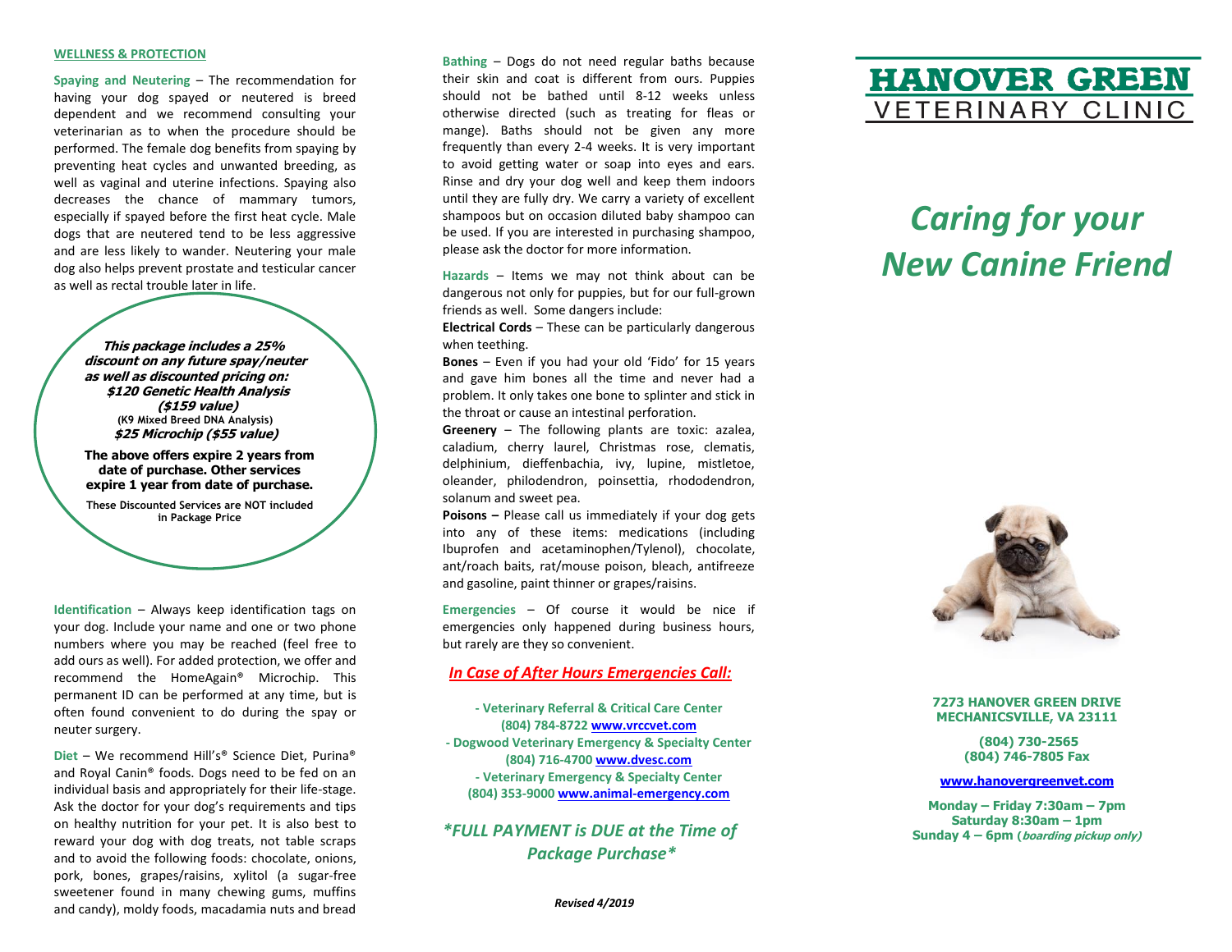**WELLNESS & PROTECTION**

**Spaying and Neutering** – The recommendation for having your dog spayed or neutered is breed dependent and we recommend consulting your veterinarian as to when the procedure should be performed. The female dog benefits from spaying by preventing heat cycles and unwanted breeding, as well as vaginal and uterine infections. Spaying also decreases the chance of mammary tumors, especially if spayed before the first heat cycle. Male dogs that are neutered tend to be less aggressive and are less likely to wander. Neutering your male dog also helps prevent prostate and testicular cancer as well as rectal trouble later in life.

***This package includes a 25% discount on any future spay/neuter as well as discounted pricing on:***
***$120 Genetic Health Analysis ($159 value)***
**(K9 Mixed Breed DNA Analysis)**
***$25 Microchip ($55 value)***

**The above offers expire 2 years from date of purchase. Other services expire 1 year from date of purchase.**

**These Discounted Services are NOT included in Package Price**

**Identification** – Always keep identification tags on your dog. Include your name and one or two phone numbers where you may be reached (feel free to add ours as well). For added protection, we offer and recommend the HomeAgain® Microchip. This permanent ID can be performed at any time, but is often found convenient to do during the spay or neuter surgery.

**Diet** – We recommend Hill's® Science Diet, Purina® and Royal Canin® foods. Dogs need to be fed on an individual basis and appropriately for their life-stage. Ask the doctor for your dog's requirements and tips on healthy nutrition for your pet. It is also best to reward your dog with dog treats, not table scraps and to avoid the following foods: chocolate, onions, pork, bones, grapes/raisins, xylitol (a sugar-free sweetener found in many chewing gums, muffins and candy), moldy foods, macadamia nuts and bread

**Bathing** – Dogs do not need regular baths because their skin and coat is different from ours. Puppies should not be bathed until 8-12 weeks unless otherwise directed (such as treating for fleas or mange). Baths should not be given any more frequently than every 2-4 weeks. It is very important to avoid getting water or soap into eyes and ears. Rinse and dry your dog well and keep them indoors until they are fully dry. We carry a variety of excellent shampoos but on occasion diluted baby shampoo can be used. If you are interested in purchasing shampoo, please ask the doctor for more information.

**Hazards** – Items we may not think about can be dangerous not only for puppies, but for our full-grown friends as well. Some dangers include:

**Electrical Cords** – These can be particularly dangerous when teething.

**Bones** – Even if you had your old 'Fido' for 15 years and gave him bones all the time and never had a problem. It only takes one bone to splinter and stick in the throat or cause an intestinal perforation.

**Greenery** – The following plants are toxic: azalea, caladium, cherry laurel, Christmas rose, clematis, delphinium, dieffenbachia, ivy, lupine, mistletoe, oleander, philodendron, poinsettia, rhododendron, solanum and sweet pea.

**Poisons –** Please call us immediately if your dog gets into any of these items: medications (including Ibuprofen and acetaminophen/Tylenol), chocolate, ant/roach baits, rat/mouse poison, bleach, antifreeze and gasoline, paint thinner or grapes/raisins.

**Emergencies** – Of course it would be nice if emergencies only happened during business hours, but rarely are they so convenient.

***In Case of After Hours Emergencies Call:***

**- Veterinary Referral & Critical Care Center**
**(804) 784-8722 www.vrccvet.com**
**- Dogwood Veterinary Emergency & Specialty Center**
**(804) 716-4700 www.dvesc.com**
**- Veterinary Emergency & Specialty Center**
**(804) 353-9000 www.animal-emergency.com**

***\*FULL PAYMENT is DUE at the Time of Package Purchase\****

***Revised 4/2019***

# HANOVER GREEN
## VETERINARY CLINIC

# *Caring for your New Canine Friend*

**7273 HANOVER GREEN DRIVE**
**MECHANICSVILLE, VA 23111**

**(804) 730-2565**
**(804) 746-7805 Fax**

**www.hanovergreenvet.com**

**Monday – Friday 7:30am – 7pm**
**Saturday 8:30am – 1pm**
**Sunday 4 – 6pm (*boarding pickup only*)**